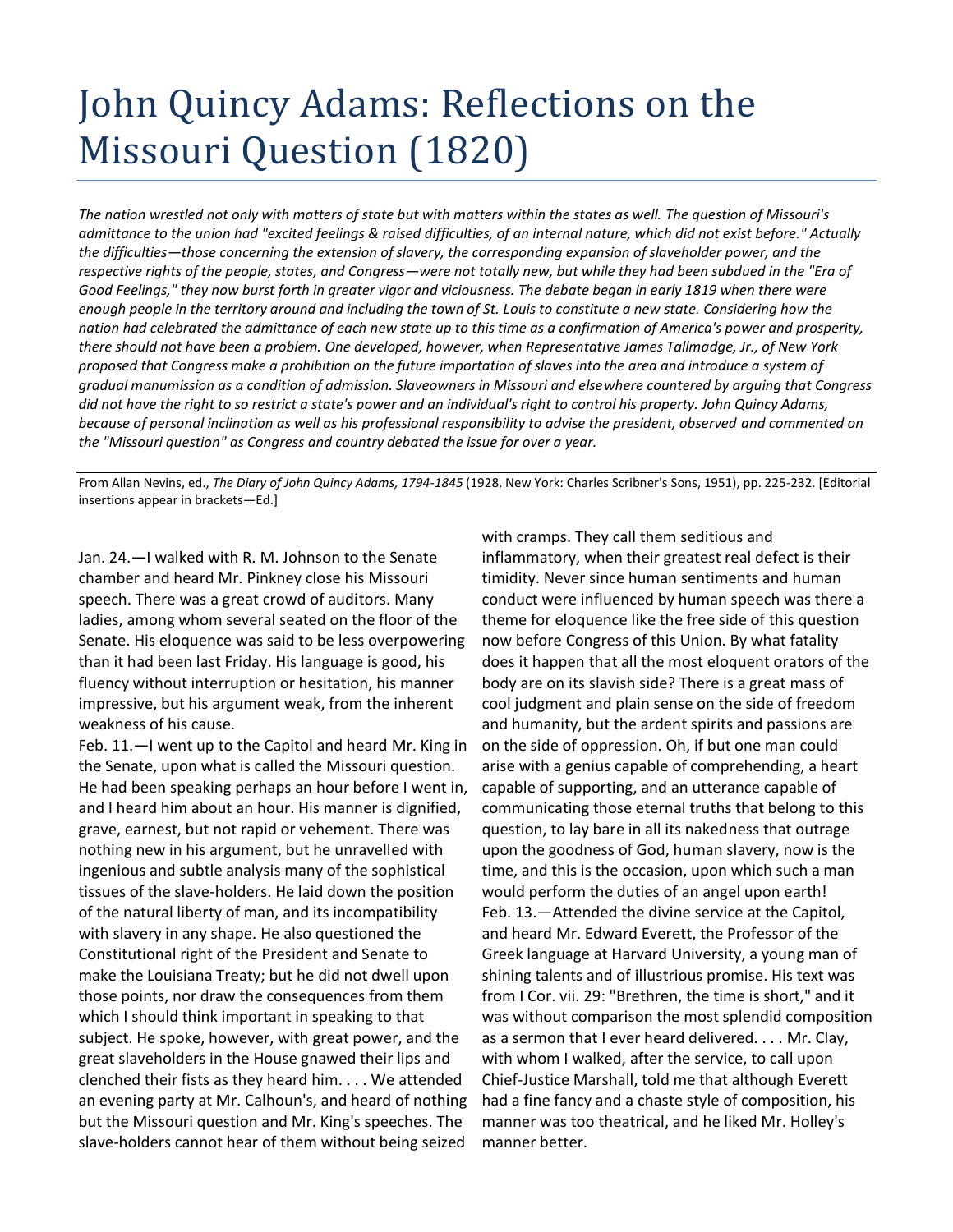# John Quincy Adams: Reflections on the Missouri Question (1820)

*The nation wrestled not only with matters of state but with matters within the states as well. The question of Missouri's admittance to the union had "excited feelings & raised difficulties, of an internal nature, which did not exist before." Actually the difficulties—those concerning the extension of slavery, the corresponding expansion of slaveholder power, and the respective rights of the people, states, and Congress—were not totally new, but while they had been subdued in the "Era of Good Feelings," they now burst forth in greater vigor and viciousness. The debate began in early 1819 when there were enough people in the territory around and including the town of St. Louis to constitute a new state. Considering how the nation had celebrated the admittance of each new state up to this time as a confirmation of America's power and prosperity, there should not have been a problem. One developed, however, when Representative James Tallmadge, Jr., of New York proposed that Congress make a prohibition on the future importation of slaves into the area and introduce a system of gradual manumission as a condition of admission. Slaveowners in Missouri and elsewhere countered by arguing that Congress did not have the right to so restrict a state's power and an individual's right to control his property. John Quincy Adams, because of personal inclination as well as his professional responsibility to advise the president, observed and commented on the "Missouri question" as Congress and country debated the issue for over a year.*

From Allan Nevins, ed., *The Diary of John Quincy Adams, 1794-1845* (1928. New York: Charles Scribner's Sons, 1951), pp. 225-232. [Editorial insertions appear in brackets—Ed.]

Jan. 24.—I walked with R. M. Johnson to the Senate chamber and heard Mr. Pinkney close his Missouri speech. There was a great crowd of auditors. Many ladies, among whom several seated on the floor of the Senate. His eloquence was said to be less overpowering than it had been last Friday. His language is good, his fluency without interruption or hesitation, his manner impressive, but his argument weak, from the inherent weakness of his cause.

Feb. 11.—I went up to the Capitol and heard Mr. King in the Senate, upon what is called the Missouri question. He had been speaking perhaps an hour before I went in, and I heard him about an hour. His manner is dignified, grave, earnest, but not rapid or vehement. There was nothing new in his argument, but he unravelled with ingenious and subtle analysis many of the sophistical tissues of the slave-holders. He laid down the position of the natural liberty of man, and its incompatibility with slavery in any shape. He also questioned the Constitutional right of the President and Senate to make the Louisiana Treaty; but he did not dwell upon those points, nor draw the consequences from them which I should think important in speaking to that subject. He spoke, however, with great power, and the great slaveholders in the House gnawed their lips and clenched their fists as they heard him. . . . We attended an evening party at Mr. Calhoun's, and heard of nothing but the Missouri question and Mr. King's speeches. The slave-holders cannot hear of them without being seized with cramps. They call them seditious and inflammatory, when their greatest real defect is their timidity. Never since human sentiments and human conduct were influenced by human speech was there a theme for eloquence like the free side of this question now before Congress of this Union. By what fatality does it happen that all the most eloquent orators of the body are on its slavish side? There is a great mass of cool judgment and plain sense on the side of freedom and humanity, but the ardent spirits and passions are on the side of oppression. Oh, if but one man could arise with a genius capable of comprehending, a heart capable of supporting, and an utterance capable of communicating those eternal truths that belong to this question, to lay bare in all its nakedness that outrage upon the goodness of God, human slavery, now is the time, and this is the occasion, upon which such a man would perform the duties of an angel upon earth!

Feb. 13.—Attended the divine service at the Capitol, and heard Mr. Edward Everett, the Professor of the Greek language at Harvard University, a young man of shining talents and of illustrious promise. His text was from I Cor. vii. 29: "Brethren, the time is short," and it was without comparison the most splendid composition as a sermon that I ever heard delivered. . . . Mr. Clay, with whom I walked, after the service, to call upon Chief-Justice Marshall, told me that although Everett had a fine fancy and a chaste style of composition, his manner was too theatrical, and he liked Mr. Holley's manner better.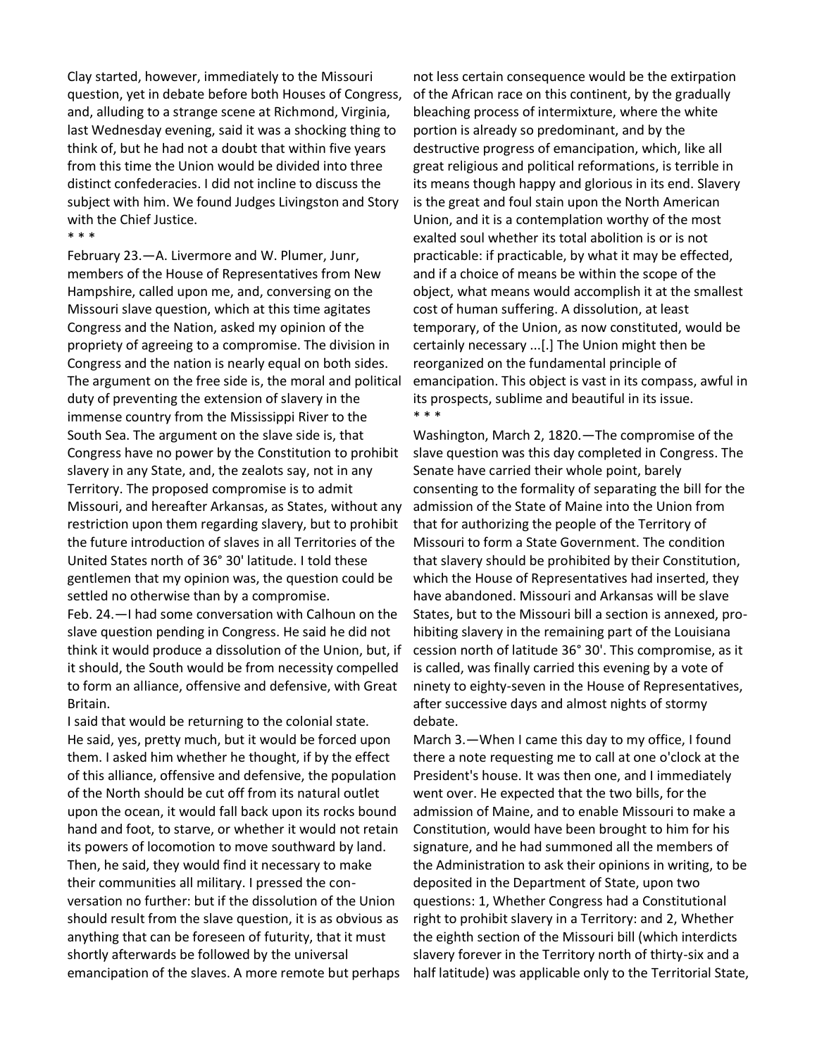Clay started, however, immediately to the Missouri question, yet in debate before both Houses of Congress, and, alluding to a strange scene at Richmond, Virginia, last Wednesday evening, said it was a shocking thing to think of, but he had not a doubt that within five years from this time the Union would be divided into three distinct confederacies. I did not incline to discuss the subject with him. We found Judges Livingston and Story with the Chief Justice.

* * *

February 23.—A. Livermore and W. Plumer, Junr, members of the House of Representatives from New Hampshire, called upon me, and, conversing on the Missouri slave question, which at this time agitates Congress and the Nation, asked my opinion of the propriety of agreeing to a compromise. The division in Congress and the nation is nearly equal on both sides. The argument on the free side is, the moral and political duty of preventing the extension of slavery in the immense country from the Mississippi River to the South Sea. The argument on the slave side is, that Congress have no power by the Constitution to prohibit slavery in any State, and, the zealots say, not in any Territory. The proposed compromise is to admit Missouri, and hereafter Arkansas, as States, without any restriction upon them regarding slavery, but to prohibit the future introduction of slaves in all Territories of the United States north of 36° 30' latitude. I told these gentlemen that my opinion was, the question could be settled no otherwise than by a compromise.

Feb. 24.—I had some conversation with Calhoun on the slave question pending in Congress. He said he did not think it would produce a dissolution of the Union, but, if it should, the South would be from necessity compelled to form an alliance, offensive and defensive, with Great Britain.

I said that would be returning to the colonial state. He said, yes, pretty much, but it would be forced upon them. I asked him whether he thought, if by the effect of this alliance, offensive and defensive, the population of the North should be cut off from its natural outlet upon the ocean, it would fall back upon its rocks bound hand and foot, to starve, or whether it would not retain its powers of locomotion to move southward by land. Then, he said, they would find it necessary to make their communities all military. I pressed the conversation no further: but if the dissolution of the Union should result from the slave question, it is as obvious as anything that can be foreseen of futurity, that it must shortly afterwards be followed by the universal emancipation of the slaves. A more remote but perhaps not less certain consequence would be the extirpation of the African race on this continent, by the gradually bleaching process of intermixture, where the white portion is already so predominant, and by the destructive progress of emancipation, which, like all great religious and political reformations, is terrible in its means though happy and glorious in its end. Slavery is the great and foul stain upon the North American Union, and it is a contemplation worthy of the most exalted soul whether its total abolition is or is not practicable: if practicable, by what it may be effected, and if a choice of means be within the scope of the object, what means would accomplish it at the smallest cost of human suffering. A dissolution, at least temporary, of the Union, as now constituted, would be certainly necessary ...[.] The Union might then be reorganized on the fundamental principle of emancipation. This object is vast in its compass, awful in its prospects, sublime and beautiful in its issue.

* * *

Washington, March 2, 1820.—The compromise of the slave question was this day completed in Congress. The Senate have carried their whole point, barely consenting to the formality of separating the bill for the admission of the State of Maine into the Union from that for authorizing the people of the Territory of Missouri to form a State Government. The condition that slavery should be prohibited by their Constitution, which the House of Representatives had inserted, they have abandoned. Missouri and Arkansas will be slave States, but to the Missouri bill a section is annexed, prohibiting slavery in the remaining part of the Louisiana cession north of latitude 36° 30'. This compromise, as it is called, was finally carried this evening by a vote of ninety to eighty-seven in the House of Representatives, after successive days and almost nights of stormy debate.

March 3.—When I came this day to my office, I found there a note requesting me to call at one o'clock at the President's house. It was then one, and I immediately went over. He expected that the two bills, for the admission of Maine, and to enable Missouri to make a Constitution, would have been brought to him for his signature, and he had summoned all the members of the Administration to ask their opinions in writing, to be deposited in the Department of State, upon two questions: 1, Whether Congress had a Constitutional right to prohibit slavery in a Territory: and 2, Whether the eighth section of the Missouri bill (which interdicts slavery forever in the Territory north of thirty-six and a half latitude) was applicable only to the Territorial State,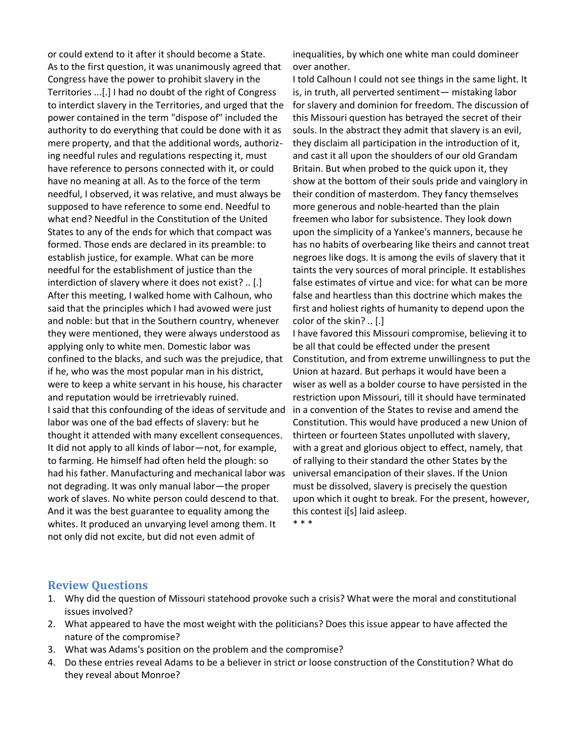or could extend to it after it should become a State. As to the first question, it was unanimously agreed that Congress have the power to prohibit slavery in the Territories ...[.] I had no doubt of the right of Congress to interdict slavery in the Territories, and urged that the power contained in the term "dispose of" included the authority to do everything that could be done with it as mere property, and that the additional words, authorizing needful rules and regulations respecting it, must have reference to persons connected with it, or could have no meaning at all. As to the force of the term needful, I observed, it was relative, and must always be supposed to have reference to some end. Needful to what end? Needful in the Constitution of the United States to any of the ends for which that compact was formed. Those ends are declared in its preamble: to establish justice, for example. What can be more needful for the establishment of justice than the interdiction of slavery where it does not exist? .. [.]

After this meeting, I walked home with Calhoun, who said that the principles which I had avowed were just and noble: but that in the Southern country, whenever they were mentioned, they were always understood as applying only to white men. Domestic labor was confined to the blacks, and such was the prejudice, that if he, who was the most popular man in his district, were to keep a white servant in his house, his character and reputation would be irretrievably ruined.

I said that this confounding of the ideas of servitude and labor was one of the bad effects of slavery: but he thought it attended with many excellent consequences. It did not apply to all kinds of labor—not, for example, to farming. He himself had often held the plough: so had his father. Manufacturing and mechanical labor was not degrading. It was only manual labor—the proper work of slaves. No white person could descend to that. And it was the best guarantee to equality among the whites. It produced an unvarying level among them. It not only did not excite, but did not even admit of inequalities, by which one white man could domineer over another.

I told Calhoun I could not see things in the same light. It is, in truth, all perverted sentiment— mistaking labor for slavery and dominion for freedom. The discussion of this Missouri question has betrayed the secret of their souls. In the abstract they admit that slavery is an evil, they disclaim all participation in the introduction of it, and cast it all upon the shoulders of our old Grandam Britain. But when probed to the quick upon it, they show at the bottom of their souls pride and vainglory in their condition of masterdom. They fancy themselves more generous and noble-hearted than the plain freemen who labor for subsistence. They look down upon the simplicity of a Yankee's manners, because he has no habits of overbearing like theirs and cannot treat negroes like dogs. It is among the evils of slavery that it taints the very sources of moral principle. It establishes false estimates of virtue and vice: for what can be more false and heartless than this doctrine which makes the first and holiest rights of humanity to depend upon the color of the skin? .. [.]

I have favored this Missouri compromise, believing it to be all that could be effected under the present Constitution, and from extreme unwillingness to put the Union at hazard. But perhaps it would have been a wiser as well as a bolder course to have persisted in the restriction upon Missouri, till it should have terminated in a convention of the States to revise and amend the Constitution. This would have produced a new Union of thirteen or fourteen States unpolluted with slavery, with a great and glorious object to effect, namely, that of rallying to their standard the other States by the universal emancipation of their slaves. If the Union must be dissolved, slavery is precisely the question upon which it ought to break. For the present, however, this contest i[s] laid asleep.

* * *

## Review Questions

1. Why did the question of Missouri statehood provoke such a crisis? What were the moral and constitutional issues involved?
2. What appeared to have the most weight with the politicians? Does this issue appear to have affected the nature of the compromise?
3. What was Adams's position on the problem and the compromise?
4. Do these entries reveal Adams to be a believer in strict or loose construction of the Constitution? What do they reveal about Monroe?